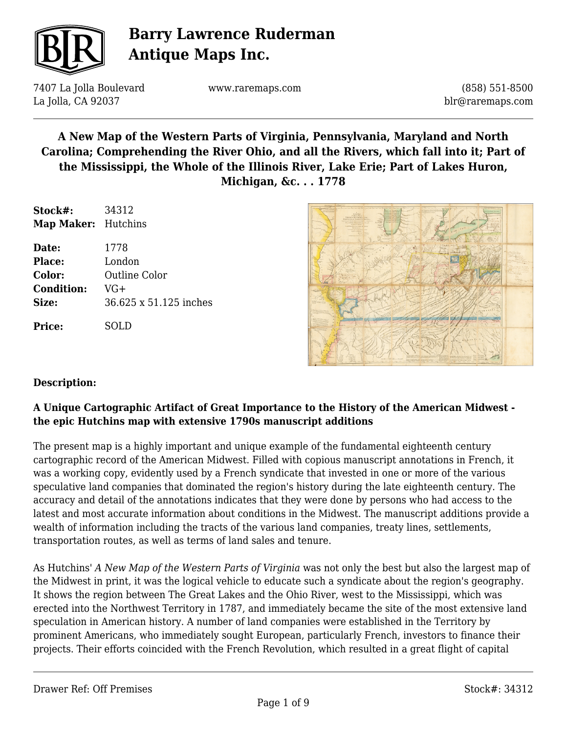# Barry Lawrence Ruderman Antique Maps Inc.

7407 La Jolla Boulevard
La Jolla, CA 92037

www.raremaps.com

(858) 551-8500
blr@raremaps.com

## A New Map of the Western Parts of Virginia, Pennsylvania, Maryland and North Carolina; Comprehending the River Ohio, and all the Rivers, which fall into it; Part of the Mississippi, the Whole of the Illinois River, Lake Erie; Part of Lakes Huron, Michigan, &c. . . 1778

**Stock#:** 34312
**Map Maker:** Hutchins

**Date:** 1778
**Place:** London
**Color:** Outline Color
**Condition:** VG+
**Size:** 36.625 x 51.125 inches

**Price:** SOLD

**Description:**

**A Unique Cartographic Artifact of Great Importance to the History of the American Midwest - the epic Hutchins map with extensive 1790s manuscript additions**

The present map is a highly important and unique example of the fundamental eighteenth century cartographic record of the American Midwest. Filled with copious manuscript annotations in French, it was a working copy, evidently used by a French syndicate that invested in one or more of the various speculative land companies that dominated the region's history during the late eighteenth century. The accuracy and detail of the annotations indicates that they were done by persons who had access to the latest and most accurate information about conditions in the Midwest. The manuscript additions provide a wealth of information including the tracts of the various land companies, treaty lines, settlements, transportation routes, as well as terms of land sales and tenure.

As Hutchins' *A New Map of the Western Parts of Virginia* was not only the best but also the largest map of the Midwest in print, it was the logical vehicle to educate such a syndicate about the region's geography. It shows the region between The Great Lakes and the Ohio River, west to the Mississippi, which was erected into the Northwest Territory in 1787, and immediately became the site of the most extensive land speculation in American history. A number of land companies were established in the Territory by prominent Americans, who immediately sought European, particularly French, investors to finance their projects. Their efforts coincided with the French Revolution, which resulted in a great flight of capital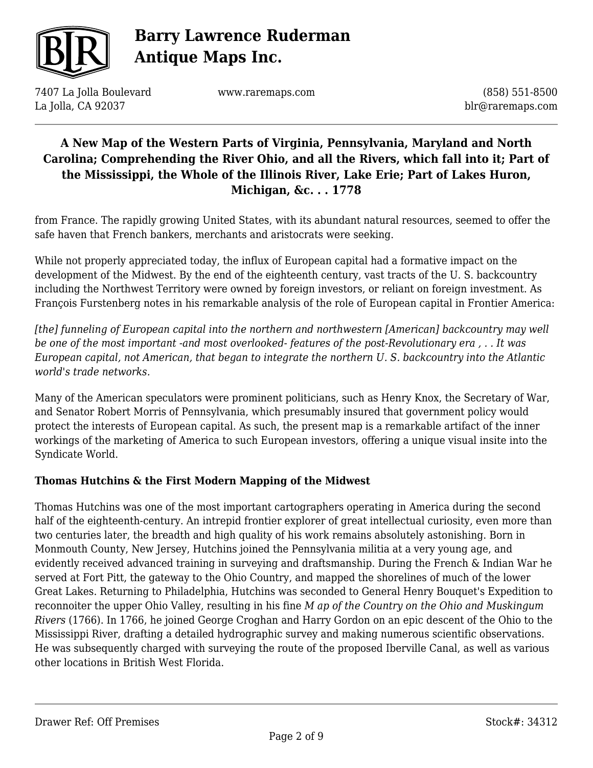from France. The rapidly growing United States, with its abundant natural resources, seemed to offer the safe haven that French bankers, merchants and aristocrats were seeking.

While not properly appreciated today, the influx of European capital had a formative impact on the development of the Midwest. By the end of the eighteenth century, vast tracts of the U. S. backcountry including the Northwest Territory were owned by foreign investors, or reliant on foreign investment. As François Furstenberg notes in his remarkable analysis of the role of European capital in Frontier America:

*[the] funneling of European capital into the northern and northwestern [American] backcountry may well be one of the most important -and most overlooked- features of the post-Revolutionary era , . . It was European capital, not American, that began to integrate the northern U. S. backcountry into the Atlantic world's trade networks.*

Many of the American speculators were prominent politicians, such as Henry Knox, the Secretary of War, and Senator Robert Morris of Pennsylvania, which presumably insured that government policy would protect the interests of European capital. As such, the present map is a remarkable artifact of the inner workings of the marketing of America to such European investors, offering a unique visual insite into the Syndicate World.

**Thomas Hutchins & the First Modern Mapping of the Midwest**

Thomas Hutchins was one of the most important cartographers operating in America during the second half of the eighteenth-century. An intrepid frontier explorer of great intellectual curiosity, even more than two centuries later, the breadth and high quality of his work remains absolutely astonishing. Born in Monmouth County, New Jersey, Hutchins joined the Pennsylvania militia at a very young age, and evidently received advanced training in surveying and draftsmanship. During the French & Indian War he served at Fort Pitt, the gateway to the Ohio Country, and mapped the shorelines of much of the lower Great Lakes. Returning to Philadelphia, Hutchins was seconded to General Henry Bouquet's Expedition to reconnoiter the upper Ohio Valley, resulting in his fine *M ap of the Country on the Ohio and Muskingum Rivers* (1766). In 1766, he joined George Croghan and Harry Gordon on an epic descent of the Ohio to the Mississippi River, drafting a detailed hydrographic survey and making numerous scientific observations. He was subsequently charged with surveying the route of the proposed Iberville Canal, as well as various other locations in British West Florida.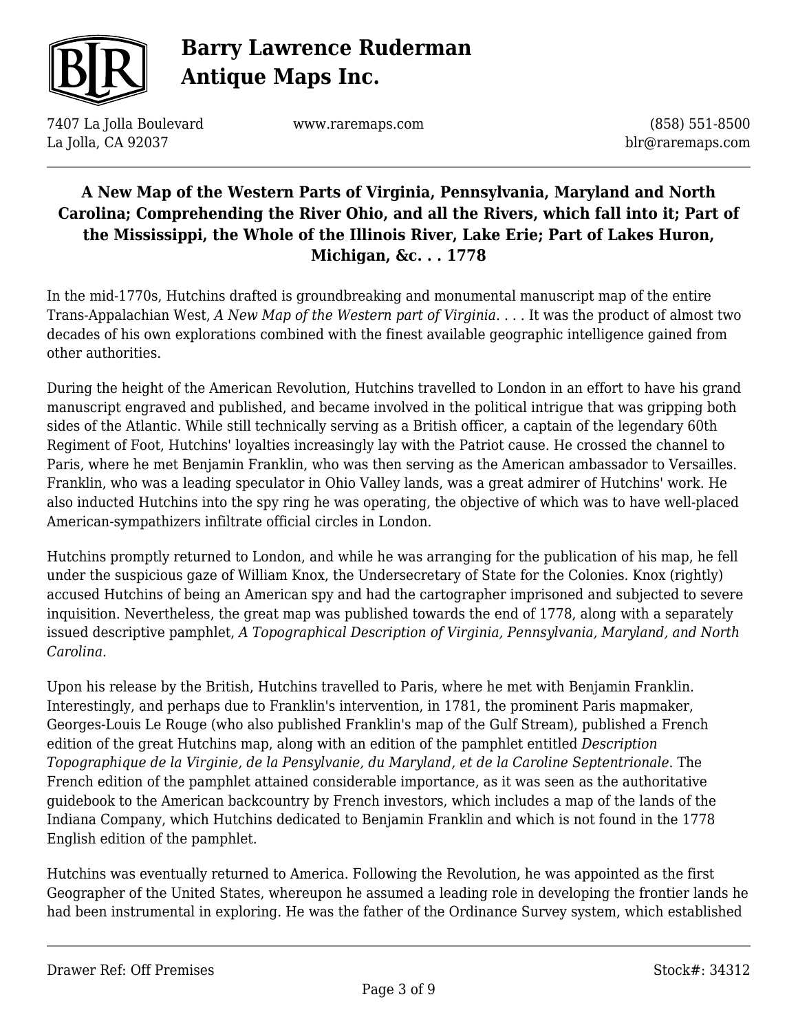## A New Map of the Western Parts of Virginia, Pennsylvania, Maryland and North Carolina; Comprehending the River Ohio, and all the Rivers, which fall into it; Part of the Mississippi, the Whole of the Illinois River, Lake Erie; Part of Lakes Huron, Michigan, &c. . . 1778

In the mid-1770s, Hutchins drafted is groundbreaking and monumental manuscript map of the entire Trans-Appalachian West, *A New Map of the Western part of Virginia*. . . . It was the product of almost two decades of his own explorations combined with the finest available geographic intelligence gained from other authorities.

During the height of the American Revolution, Hutchins travelled to London in an effort to have his grand manuscript engraved and published, and became involved in the political intrigue that was gripping both sides of the Atlantic. While still technically serving as a British officer, a captain of the legendary 60th Regiment of Foot, Hutchins' loyalties increasingly lay with the Patriot cause. He crossed the channel to Paris, where he met Benjamin Franklin, who was then serving as the American ambassador to Versailles. Franklin, who was a leading speculator in Ohio Valley lands, was a great admirer of Hutchins' work. He also inducted Hutchins into the spy ring he was operating, the objective of which was to have well-placed American-sympathizers infiltrate official circles in London.

Hutchins promptly returned to London, and while he was arranging for the publication of his map, he fell under the suspicious gaze of William Knox, the Undersecretary of State for the Colonies. Knox (rightly) accused Hutchins of being an American spy and had the cartographer imprisoned and subjected to severe inquisition. Nevertheless, the great map was published towards the end of 1778, along with a separately issued descriptive pamphlet, *A Topographical Description of Virginia, Pennsylvania, Maryland, and North Carolina*.

Upon his release by the British, Hutchins travelled to Paris, where he met with Benjamin Franklin. Interestingly, and perhaps due to Franklin's intervention, in 1781, the prominent Paris mapmaker, Georges-Louis Le Rouge (who also published Franklin's map of the Gulf Stream), published a French edition of the great Hutchins map, along with an edition of the pamphlet entitled *Description Topographique de la Virginie, de la Pensylvanie, du Maryland, et de la Caroline Septentrionale*. The French edition of the pamphlet attained considerable importance, as it was seen as the authoritative guidebook to the American backcountry by French investors, which includes a map of the lands of the Indiana Company, which Hutchins dedicated to Benjamin Franklin and which is not found in the 1778 English edition of the pamphlet.

Hutchins was eventually returned to America. Following the Revolution, he was appointed as the first Geographer of the United States, whereupon he assumed a leading role in developing the frontier lands he had been instrumental in exploring. He was the father of the Ordinance Survey system, which established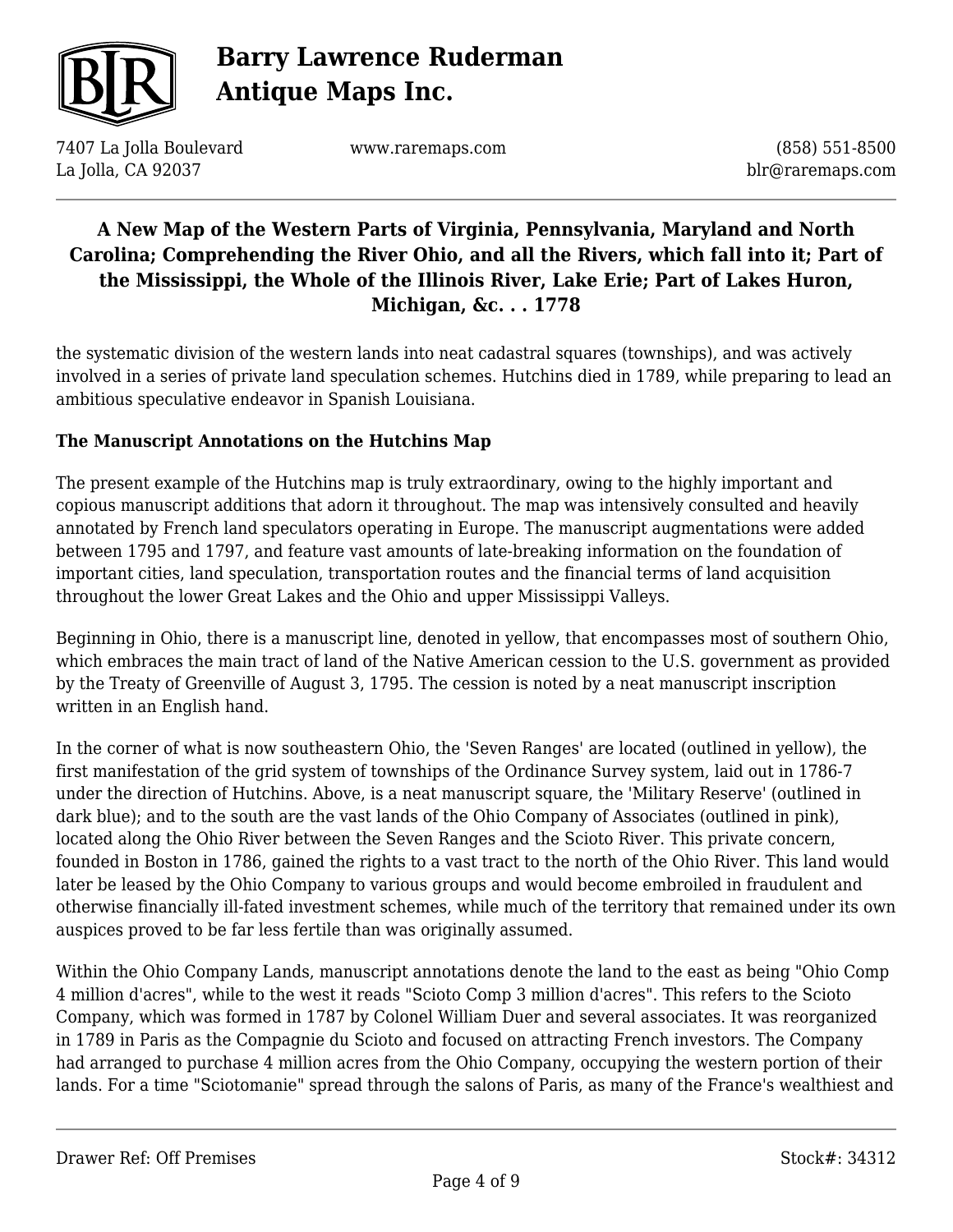the systematic division of the western lands into neat cadastral squares (townships), and was actively involved in a series of private land speculation schemes. Hutchins died in 1789, while preparing to lead an ambitious speculative endeavor in Spanish Louisiana.

**The Manuscript Annotations on the Hutchins Map**

The present example of the Hutchins map is truly extraordinary, owing to the highly important and copious manuscript additions that adorn it throughout. The map was intensively consulted and heavily annotated by French land speculators operating in Europe. The manuscript augmentations were added between 1795 and 1797, and feature vast amounts of late-breaking information on the foundation of important cities, land speculation, transportation routes and the financial terms of land acquisition throughout the lower Great Lakes and the Ohio and upper Mississippi Valleys.

Beginning in Ohio, there is a manuscript line, denoted in yellow, that encompasses most of southern Ohio, which embraces the main tract of land of the Native American cession to the U.S. government as provided by the Treaty of Greenville of August 3, 1795. The cession is noted by a neat manuscript inscription written in an English hand.

In the corner of what is now southeastern Ohio, the 'Seven Ranges' are located (outlined in yellow), the first manifestation of the grid system of townships of the Ordinance Survey system, laid out in 1786-7 under the direction of Hutchins. Above, is a neat manuscript square, the 'Military Reserve' (outlined in dark blue); and to the south are the vast lands of the Ohio Company of Associates (outlined in pink), located along the Ohio River between the Seven Ranges and the Scioto River. This private concern, founded in Boston in 1786, gained the rights to a vast tract to the north of the Ohio River. This land would later be leased by the Ohio Company to various groups and would become embroiled in fraudulent and otherwise financially ill-fated investment schemes, while much of the territory that remained under its own auspices proved to be far less fertile than was originally assumed.

Within the Ohio Company Lands, manuscript annotations denote the land to the east as being "Ohio Comp 4 million d'acres", while to the west it reads "Scioto Comp 3 million d'acres". This refers to the Scioto Company, which was formed in 1787 by Colonel William Duer and several associates. It was reorganized in 1789 in Paris as the Compagnie du Scioto and focused on attracting French investors. The Company had arranged to purchase 4 million acres from the Ohio Company, occupying the western portion of their lands. For a time "Sciotomanie" spread through the salons of Paris, as many of the France's wealthiest and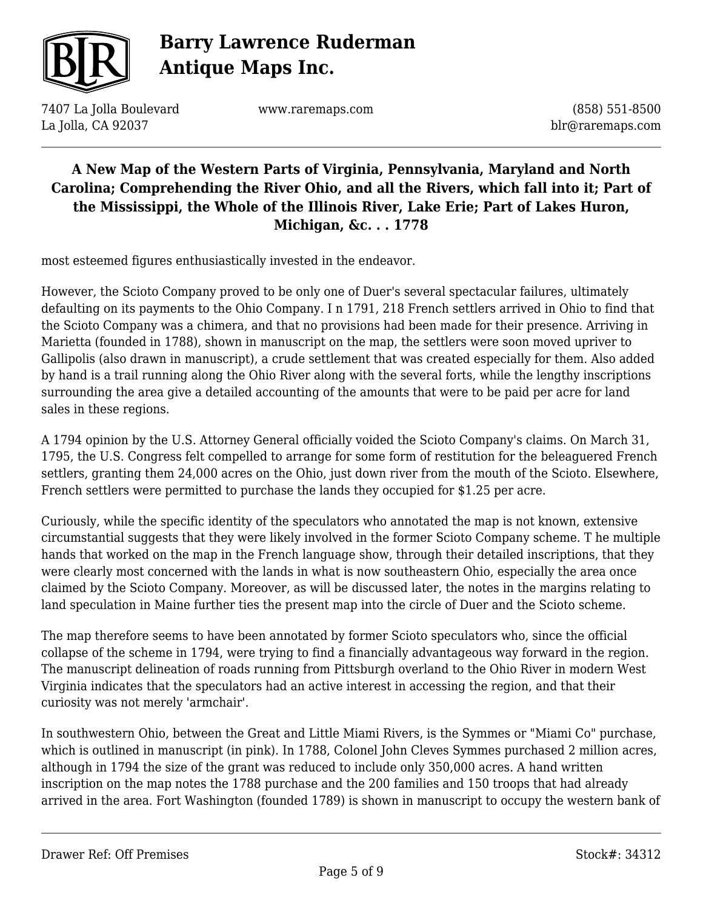most esteemed figures enthusiastically invested in the endeavor.

However, the Scioto Company proved to be only one of Duer's several spectacular failures, ultimately defaulting on its payments to the Ohio Company. I n 1791, 218 French settlers arrived in Ohio to find that the Scioto Company was a chimera, and that no provisions had been made for their presence. Arriving in Marietta (founded in 1788), shown in manuscript on the map, the settlers were soon moved upriver to Gallipolis (also drawn in manuscript), a crude settlement that was created especially for them. Also added by hand is a trail running along the Ohio River along with the several forts, while the lengthy inscriptions surrounding the area give a detailed accounting of the amounts that were to be paid per acre for land sales in these regions.

A 1794 opinion by the U.S. Attorney General officially voided the Scioto Company's claims. On March 31, 1795, the U.S. Congress felt compelled to arrange for some form of restitution for the beleaguered French settlers, granting them 24,000 acres on the Ohio, just down river from the mouth of the Scioto. Elsewhere, French settlers were permitted to purchase the lands they occupied for $1.25 per acre.

Curiously, while the specific identity of the speculators who annotated the map is not known, extensive circumstantial suggests that they were likely involved in the former Scioto Company scheme. T he multiple hands that worked on the map in the French language show, through their detailed inscriptions, that they were clearly most concerned with the lands in what is now southeastern Ohio, especially the area once claimed by the Scioto Company. Moreover, as will be discussed later, the notes in the margins relating to land speculation in Maine further ties the present map into the circle of Duer and the Scioto scheme.

The map therefore seems to have been annotated by former Scioto speculators who, since the official collapse of the scheme in 1794, were trying to find a financially advantageous way forward in the region. The manuscript delineation of roads running from Pittsburgh overland to the Ohio River in modern West Virginia indicates that the speculators had an active interest in accessing the region, and that their curiosity was not merely 'armchair'.

In southwestern Ohio, between the Great and Little Miami Rivers, is the Symmes or "Miami Co" purchase, which is outlined in manuscript (in pink). In 1788, Colonel John Cleves Symmes purchased 2 million acres, although in 1794 the size of the grant was reduced to include only 350,000 acres. A hand written inscription on the map notes the 1788 purchase and the 200 families and 150 troops that had already arrived in the area. Fort Washington (founded 1789) is shown in manuscript to occupy the western bank of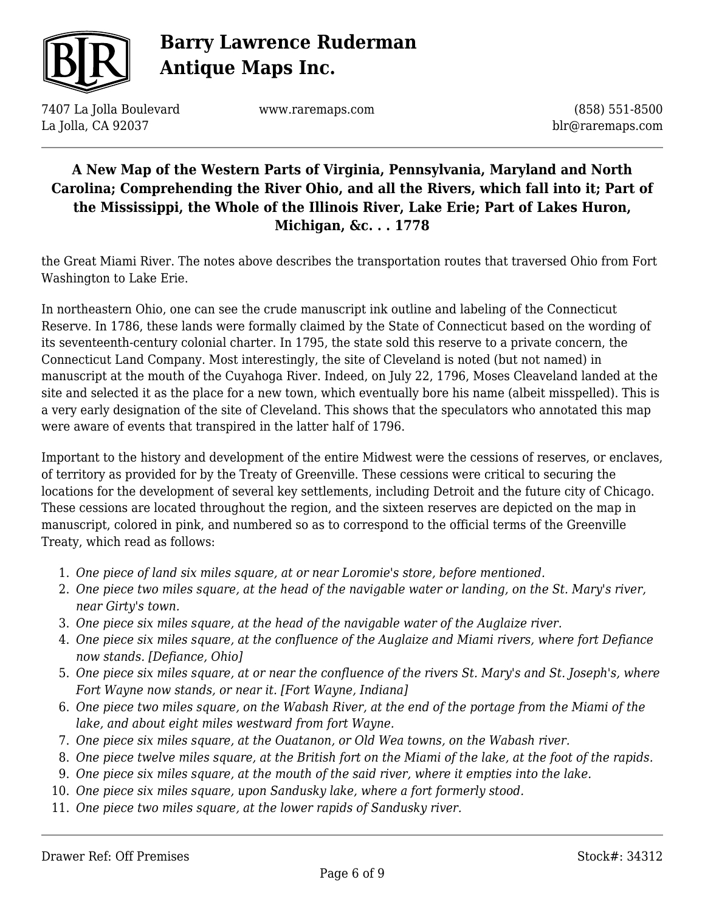the Great Miami River. The notes above describes the transportation routes that traversed Ohio from Fort Washington to Lake Erie.

In northeastern Ohio, one can see the crude manuscript ink outline and labeling of the Connecticut Reserve. In 1786, these lands were formally claimed by the State of Connecticut based on the wording of its seventeenth-century colonial charter. In 1795, the state sold this reserve to a private concern, the Connecticut Land Company. Most interestingly, the site of Cleveland is noted (but not named) in manuscript at the mouth of the Cuyahoga River. Indeed, on July 22, 1796, Moses Cleaveland landed at the site and selected it as the place for a new town, which eventually bore his name (albeit misspelled). This is a very early designation of the site of Cleveland. This shows that the speculators who annotated this map were aware of events that transpired in the latter half of 1796.

Important to the history and development of the entire Midwest were the cessions of reserves, or enclaves, of territory as provided for by the Treaty of Greenville. These cessions were critical to securing the locations for the development of several key settlements, including Detroit and the future city of Chicago. These cessions are located throughout the region, and the sixteen reserves are depicted on the map in manuscript, colored in pink, and numbered so as to correspond to the official terms of the Greenville Treaty, which read as follows:

1. *One piece of land six miles square, at or near Loromie's store, before mentioned.*
2. *One piece two miles square, at the head of the navigable water or landing, on the St. Mary's river, near Girty's town.*
3. *One piece six miles square, at the head of the navigable water of the Auglaize river.*
4. *One piece six miles square, at the confluence of the Auglaize and Miami rivers, where fort Defiance now stands. [Defiance, Ohio]*
5. *One piece six miles square, at or near the confluence of the rivers St. Mary's and St. Joseph's, where Fort Wayne now stands, or near it. [Fort Wayne, Indiana]*
6. *One piece two miles square, on the Wabash River, at the end of the portage from the Miami of the lake, and about eight miles westward from fort Wayne.*
7. *One piece six miles square, at the Ouatanon, or Old Wea towns, on the Wabash river.*
8. *One piece twelve miles square, at the British fort on the Miami of the lake, at the foot of the rapids.*
9. *One piece six miles square, at the mouth of the said river, where it empties into the lake.*
10. *One piece six miles square, upon Sandusky lake, where a fort formerly stood.*
11. *One piece two miles square, at the lower rapids of Sandusky river.*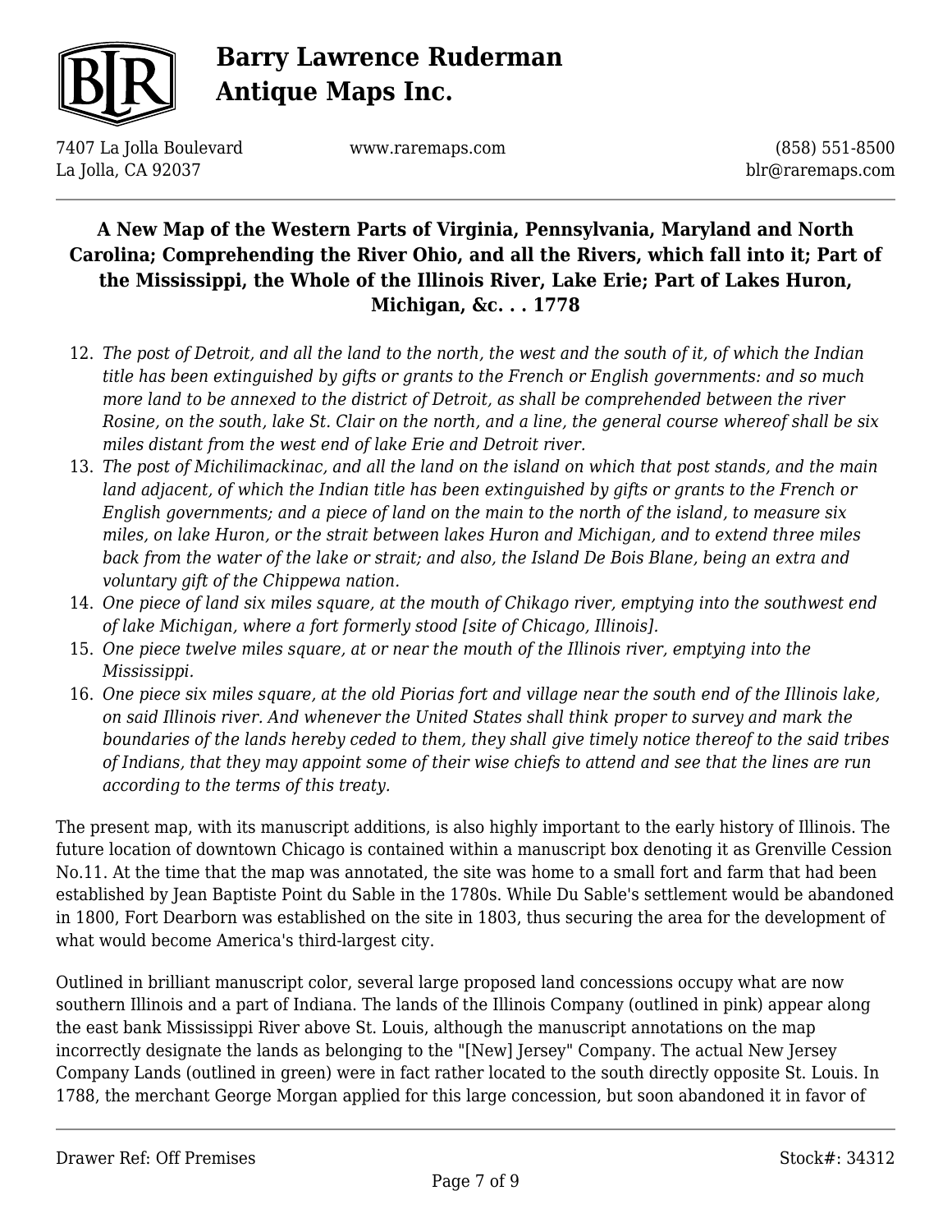12. *The post of Detroit, and all the land to the north, the west and the south of it, of which the Indian title has been extinguished by gifts or grants to the French or English governments: and so much more land to be annexed to the district of Detroit, as shall be comprehended between the river Rosine, on the south, lake St. Clair on the north, and a line, the general course whereof shall be six miles distant from the west end of lake Erie and Detroit river.*
13. *The post of Michilimackinac, and all the land on the island on which that post stands, and the main land adjacent, of which the Indian title has been extinguished by gifts or grants to the French or English governments; and a piece of land on the main to the north of the island, to measure six miles, on lake Huron, or the strait between lakes Huron and Michigan, and to extend three miles back from the water of the lake or strait; and also, the Island De Bois Blane, being an extra and voluntary gift of the Chippewa nation.*
14. *One piece of land six miles square, at the mouth of Chikago river, emptying into the southwest end of lake Michigan, where a fort formerly stood [site of Chicago, Illinois].*
15. *One piece twelve miles square, at or near the mouth of the Illinois river, emptying into the Mississippi.*
16. *One piece six miles square, at the old Piorias fort and village near the south end of the Illinois lake, on said Illinois river. And whenever the United States shall think proper to survey and mark the boundaries of the lands hereby ceded to them, they shall give timely notice thereof to the said tribes of Indians, that they may appoint some of their wise chiefs to attend and see that the lines are run according to the terms of this treaty.*

The present map, with its manuscript additions, is also highly important to the early history of Illinois. The future location of downtown Chicago is contained within a manuscript box denoting it as Grenville Cession No.11. At the time that the map was annotated, the site was home to a small fort and farm that had been established by Jean Baptiste Point du Sable in the 1780s. While Du Sable's settlement would be abandoned in 1800, Fort Dearborn was established on the site in 1803, thus securing the area for the development of what would become America's third-largest city.

Outlined in brilliant manuscript color, several large proposed land concessions occupy what are now southern Illinois and a part of Indiana. The lands of the Illinois Company (outlined in pink) appear along the east bank Mississippi River above St. Louis, although the manuscript annotations on the map incorrectly designate the lands as belonging to the "[New] Jersey" Company. The actual New Jersey Company Lands (outlined in green) were in fact rather located to the south directly opposite St. Louis. In 1788, the merchant George Morgan applied for this large concession, but soon abandoned it in favor of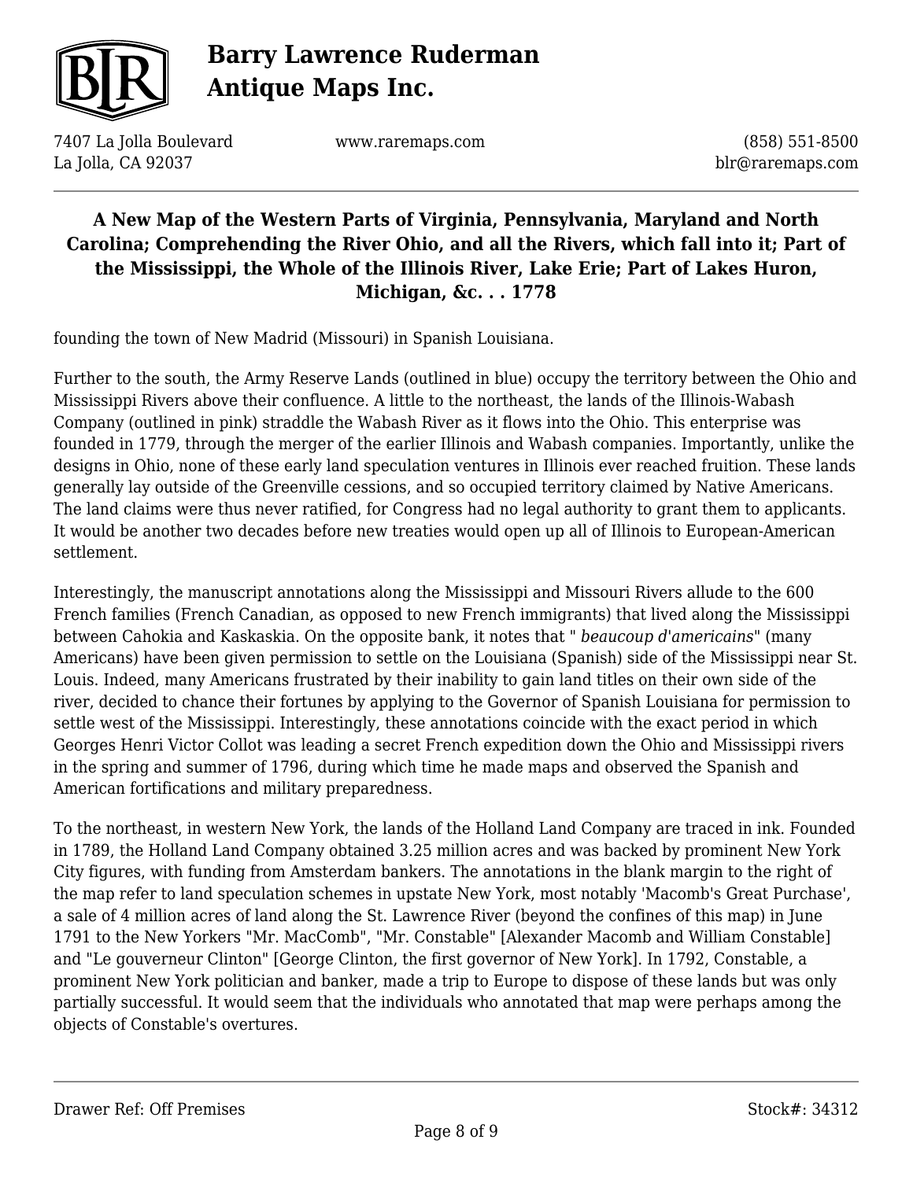founding the town of New Madrid (Missouri) in Spanish Louisiana.

Further to the south, the Army Reserve Lands (outlined in blue) occupy the territory between the Ohio and Mississippi Rivers above their confluence. A little to the northeast, the lands of the Illinois-Wabash Company (outlined in pink) straddle the Wabash River as it flows into the Ohio. This enterprise was founded in 1779, through the merger of the earlier Illinois and Wabash companies. Importantly, unlike the designs in Ohio, none of these early land speculation ventures in Illinois ever reached fruition. These lands generally lay outside of the Greenville cessions, and so occupied territory claimed by Native Americans. The land claims were thus never ratified, for Congress had no legal authority to grant them to applicants. It would be another two decades before new treaties would open up all of Illinois to European-American settlement.

Interestingly, the manuscript annotations along the Mississippi and Missouri Rivers allude to the 600 French families (French Canadian, as opposed to new French immigrants) that lived along the Mississippi between Cahokia and Kaskaskia. On the opposite bank, it notes that " *beaucoup d'americains*" (many Americans) have been given permission to settle on the Louisiana (Spanish) side of the Mississippi near St. Louis. Indeed, many Americans frustrated by their inability to gain land titles on their own side of the river, decided to chance their fortunes by applying to the Governor of Spanish Louisiana for permission to settle west of the Mississippi. Interestingly, these annotations coincide with the exact period in which Georges Henri Victor Collot was leading a secret French expedition down the Ohio and Mississippi rivers in the spring and summer of 1796, during which time he made maps and observed the Spanish and American fortifications and military preparedness.

To the northeast, in western New York, the lands of the Holland Land Company are traced in ink. Founded in 1789, the Holland Land Company obtained 3.25 million acres and was backed by prominent New York City figures, with funding from Amsterdam bankers. The annotations in the blank margin to the right of the map refer to land speculation schemes in upstate New York, most notably 'Macomb's Great Purchase', a sale of 4 million acres of land along the St. Lawrence River (beyond the confines of this map) in June 1791 to the New Yorkers "Mr. MacComb", "Mr. Constable" [Alexander Macomb and William Constable] and "Le gouverneur Clinton" [George Clinton, the first governor of New York]. In 1792, Constable, a prominent New York politician and banker, made a trip to Europe to dispose of these lands but was only partially successful. It would seem that the individuals who annotated that map were perhaps among the objects of Constable's overtures.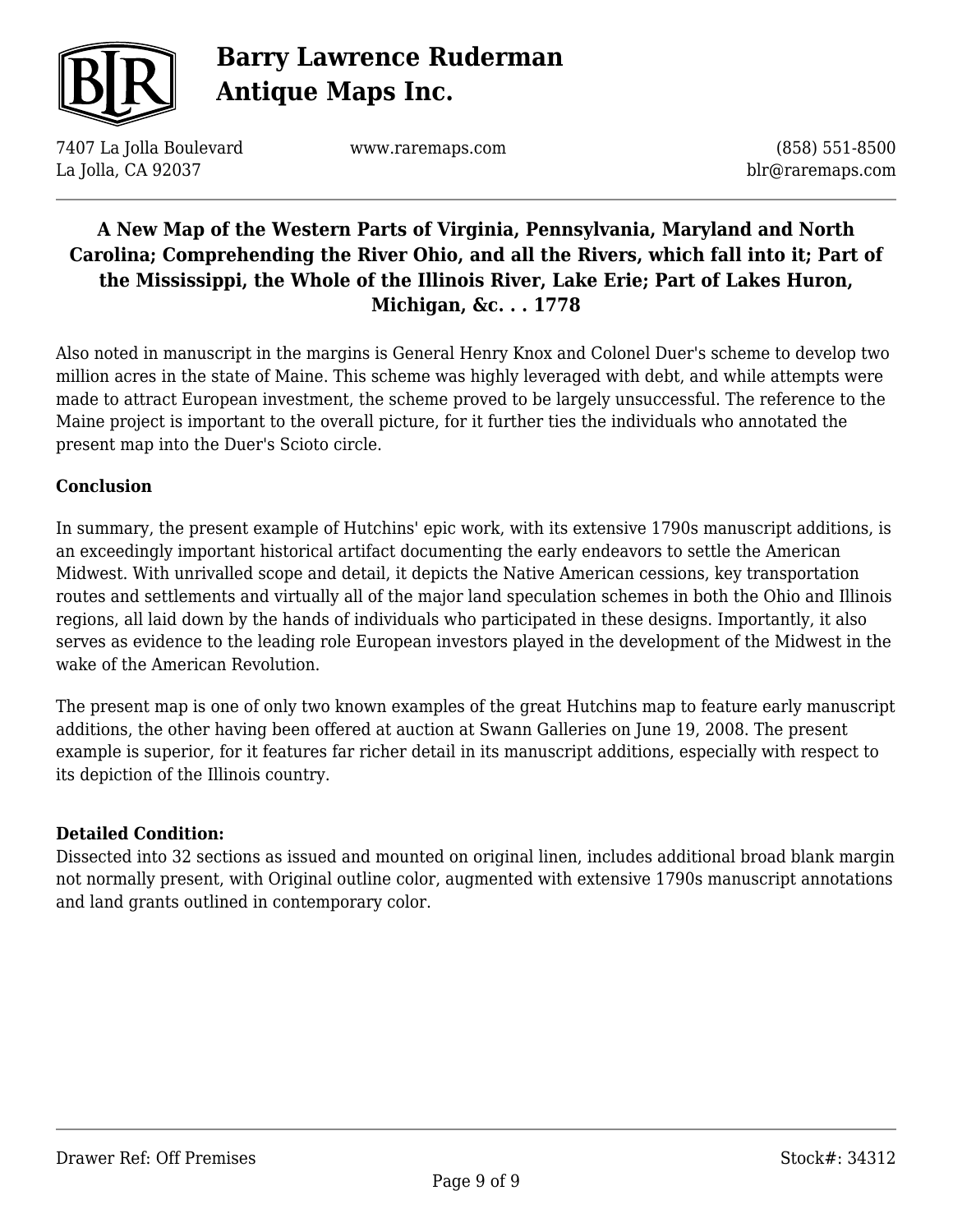**A New Map of the Western Parts of Virginia, Pennsylvania, Maryland and North Carolina; Comprehending the River Ohio, and all the Rivers, which fall into it; Part of the Mississippi, the Whole of the Illinois River, Lake Erie; Part of Lakes Huron, Michigan, &c. . . 1778**

Also noted in manuscript in the margins is General Henry Knox and Colonel Duer's scheme to develop two million acres in the state of Maine. This scheme was highly leveraged with debt, and while attempts were made to attract European investment, the scheme proved to be largely unsuccessful. The reference to the Maine project is important to the overall picture, for it further ties the individuals who annotated the present map into the Duer's Scioto circle.

**Conclusion**

In summary, the present example of Hutchins' epic work, with its extensive 1790s manuscript additions, is an exceedingly important historical artifact documenting the early endeavors to settle the American Midwest. With unrivalled scope and detail, it depicts the Native American cessions, key transportation routes and settlements and virtually all of the major land speculation schemes in both the Ohio and Illinois regions, all laid down by the hands of individuals who participated in these designs. Importantly, it also serves as evidence to the leading role European investors played in the development of the Midwest in the wake of the American Revolution.

The present map is one of only two known examples of the great Hutchins map to feature early manuscript additions, the other having been offered at auction at Swann Galleries on June 19, 2008. The present example is superior, for it features far richer detail in its manuscript additions, especially with respect to its depiction of the Illinois country.

**Detailed Condition:**
Dissected into 32 sections as issued and mounted on original linen, includes additional broad blank margin not normally present, with Original outline color, augmented with extensive 1790s manuscript annotations and land grants outlined in contemporary color.